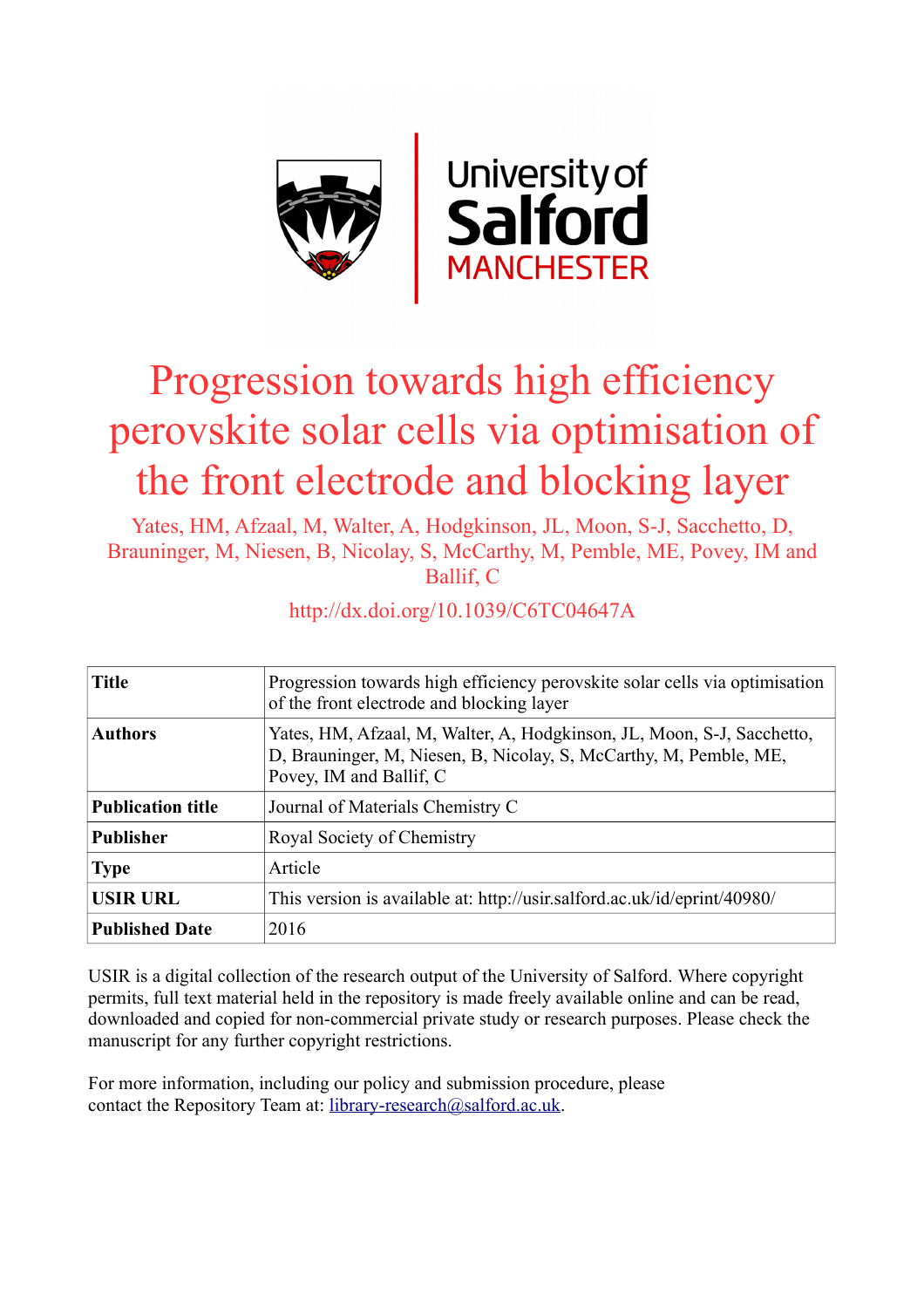University of Salford MANCHESTER

# Progression towards high efficiency perovskite solar cells via optimisation of the front electrode and blocking layer

Yates, HM, Afzaal, M, Walter, A, Hodgkinson, JL, Moon, S-J, Sacchetto, D, Brauninger, M, Niesen, B, Nicolay, S, McCarthy, M, Pemble, ME, Povey, IM and Ballif, C

http://dx.doi.org/10.1039/C6TC04647A

| **Title** | Progression towards high efficiency perovskite solar cells via optimisation of the front electrode and blocking layer |
|---|---|
| **Authors** | Yates, HM, Afzaal, M, Walter, A, Hodgkinson, JL, Moon, S-J, Sacchetto, D, Brauninger, M, Niesen, B, Nicolay, S, McCarthy, M, Pemble, ME, Povey, IM and Ballif, C |
| **Publication title** | Journal of Materials Chemistry C |
| **Publisher** | Royal Society of Chemistry |
| **Type** | Article |
| **USIR URL** | This version is available at: http://usir.salford.ac.uk/id/eprint/40980/ |
| **Published Date** | 2016 |

USIR is a digital collection of the research output of the University of Salford. Where copyright permits, full text material held in the repository is made freely available online and can be read, downloaded and copied for non-commercial private study or research purposes. Please check the manuscript for any further copyright restrictions.

For more information, including our policy and submission procedure, please contact the Repository Team at: library-research@salford.ac.uk.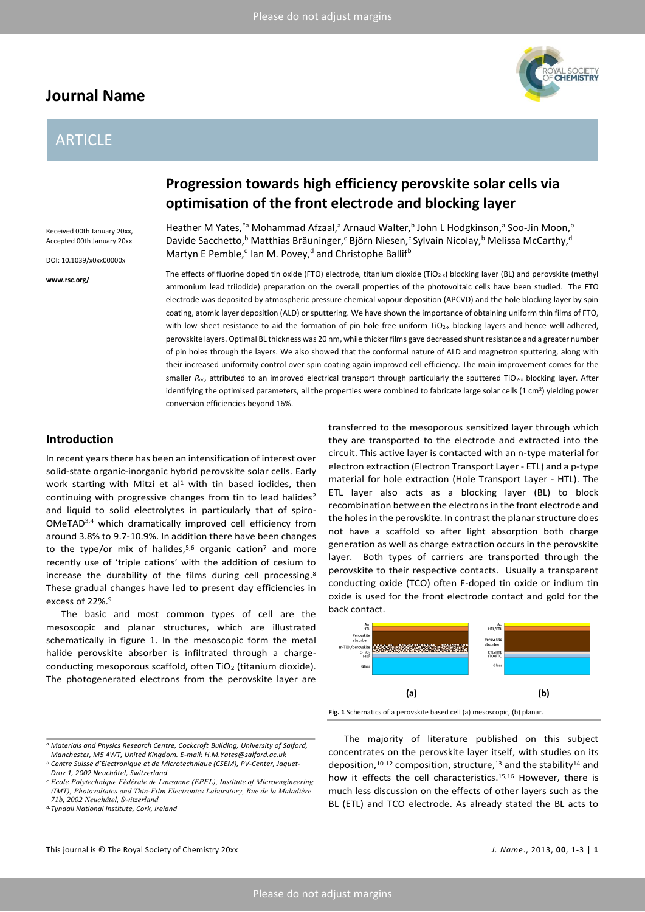# Progression towards high efficiency perovskite solar cells via optimisation of the front electrode and blocking layer

Heather M Yates,[*a] Mohammad Afzaal,[a] Arnaud Walter,[b] John L Hodgkinson,[a] Soo-Jin Moon,[b] Davide Sacchetto,[b] Matthias Bräuninger,[c] Björn Niesen,[c] Sylvain Nicolay,[b] Melissa McCarthy,[d] Martyn E Pemble,[d] Ian M. Povey,[d] and Christophe Ballif[b]

Received 00th January 20xx, Accepted 00th January 20xx

DOI: 10.1039/x0xx00000x

**www.rsc.org/**

The effects of fluorine doped tin oxide (FTO) electrode, titanium dioxide ($TiO_{2-x}$) blocking layer (BL) and perovskite (methyl ammonium lead triiodide) preparation on the overall properties of the photovoltaic cells have been studied. The FTO electrode was deposited by atmospheric pressure chemical vapour deposition (APCVD) and the hole blocking layer by spin coating, atomic layer deposition (ALD) or sputtering. We have shown the importance of obtaining uniform thin films of FTO, with low sheet resistance to aid the formation of pin hole free uniform $TiO_{2-x}$ blocking layers and hence well adhered, perovskite layers. Optimal BL thickness was 20 nm, while thicker films gave decreased shunt resistance and a greater number of pin holes through the layers. We also showed that the conformal nature of ALD and magnetron sputtering, along with their increased uniformity control over spin coating again improved cell efficiency. The main improvement comes for the smaller $R_{oc}$, attributed to an improved electrical transport through particularly the sputtered $TiO_{2-x}$ blocking layer. After identifying the optimised parameters, all the properties were combined to fabricate large solar cells (1 cm²) yielding power conversion efficiencies beyond 16%.

## Introduction

In recent years there has been an intensification of interest over solid-state organic-inorganic hybrid perovskite solar cells. Early work starting with Mitzi et al[1] with tin based iodides, then continuing with progressive changes from tin to lead halides[2] and liquid to solid electrolytes in particularly that of spiro-OMeTAD[3,4] which dramatically improved cell efficiency from around 3.8% to 9.7-10.9%. In addition there have been changes to the type/or mix of halides,[5,6] organic cation[7] and more recently use of 'triple cations' with the addition of cesium to increase the durability of the films during cell processing.[8] These gradual changes have led to present day efficiencies in excess of 22%.[9]

The basic and most common types of cell are the mesoscopic and planar structures, which are illustrated schematically in figure 1. In the mesoscopic form the metal halide perovskite absorber is infiltrated through a charge-conducting mesoporous scaffold, often $TiO_2$ (titanium dioxide). The photogenerated electrons from the perovskite layer are transferred to the mesoporous sensitized layer through which they are transported to the electrode and extracted into the circuit. This active layer is contacted with an n-type material for electron extraction (Electron Transport Layer - ETL) and a p-type material for hole extraction (Hole Transport Layer - HTL). The ETL layer also acts as a blocking layer (BL) to block recombination between the electrons in the front electrode and the holes in the perovskite. In contrast the planar structure does not have a scaffold so after light absorption both charge generation as well as charge extraction occurs in the perovskite layer. Both types of carriers are transported through the perovskite to their respective contacts. Usually a transparent conducting oxide (TCO) often F-doped tin oxide or indium tin oxide is used for the front electrode contact and gold for the back contact.

**Fig. 1** Schematics of a perovskite based cell (a) mesoscopic, (b) planar.

The majority of literature published on this subject concentrates on the perovskite layer itself, with studies on its deposition,[10-12] composition, structure,[13] and the stability[14] and how it effects the cell characteristics.[15,16] However, there is much less discussion on the effects of other layers such as the BL (ETL) and TCO electrode. As already stated the BL acts to

[a] Materials and Physics Research Centre, Cockcroft Building, University of Salford, Manchester, M5 4WT, United Kingdom. E-mail: H.M.Yates@salford.ac.uk

[b] Centre Suisse d'Electronique et de Microtechnique (CSEM), PV-Center, Jaquet-Droz 1, 2002 Neuchâtel, Switzerland

[c] Ecole Polytechnique Fédérale de Lausanne (EPFL), Institute of Microengineering (IMT), Photovoltaics and Thin-Film Electronics Laboratory, Rue de la Maladière 71b, 2002 Neuchâtel, Switzerland

[d] Tyndall National Institute, Cork, Ireland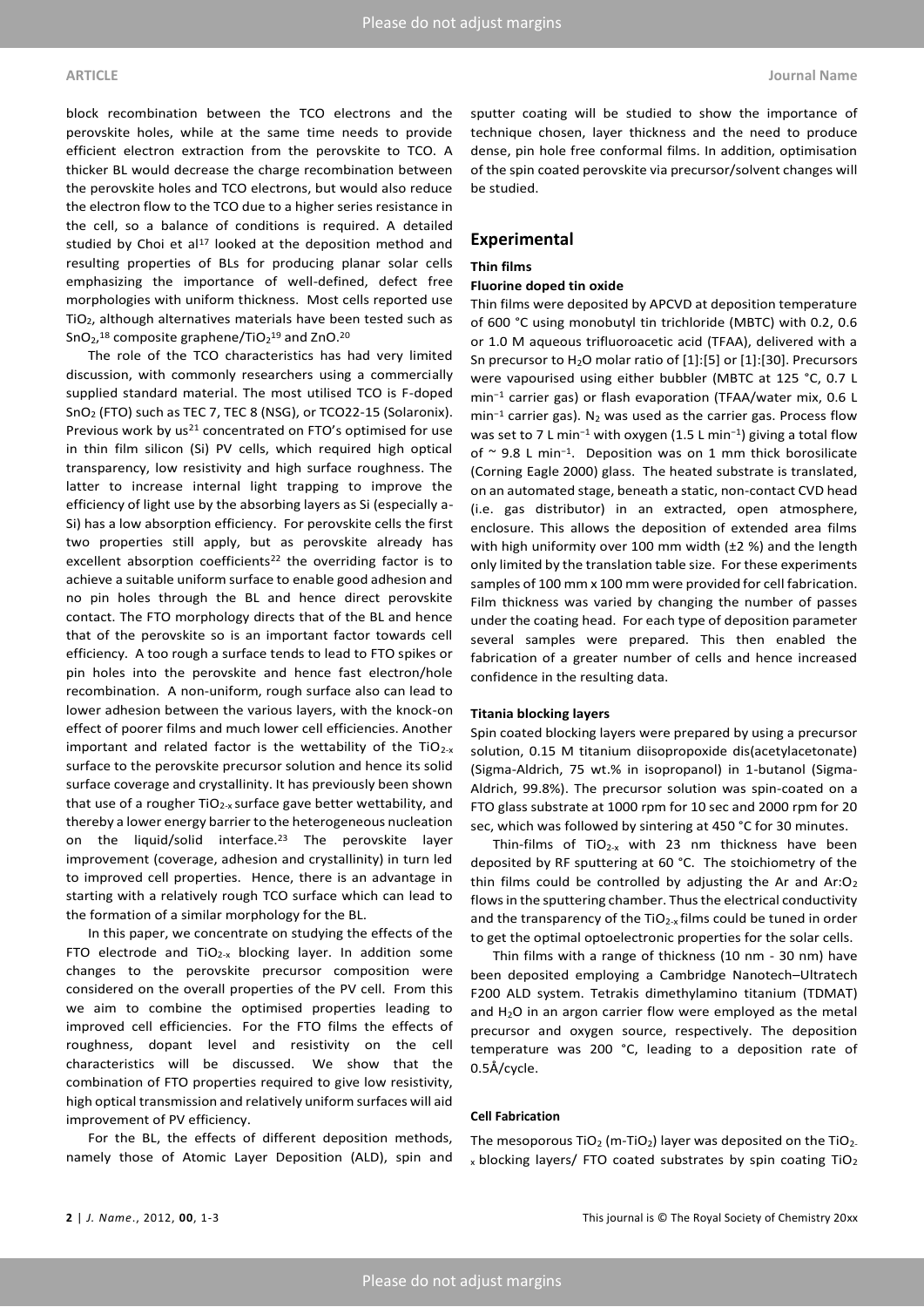block recombination between the TCO electrons and the perovskite holes, while at the same time needs to provide efficient electron extraction from the perovskite to TCO. A thicker BL would decrease the charge recombination between the perovskite holes and TCO electrons, but would also reduce the electron flow to the TCO due to a higher series resistance in the cell, so a balance of conditions is required. A detailed studied by Choi et al[17] looked at the deposition method and resulting properties of BLs for producing planar solar cells emphasizing the importance of well-defined, defect free morphologies with uniform thickness. Most cells reported use $TiO_2$, although alternatives materials have been tested such as $SnO_2$,[18] composite graphene/$TiO_2$[19] and ZnO.[20]

The role of the TCO characteristics has had very limited discussion, with commonly researchers using a commercially supplied standard material. The most utilised TCO is F-doped $SnO_2$ (FTO) such as TEC 7, TEC 8 (NSG), or TCO22-15 (Solaronix). Previous work by us[21] concentrated on FTO's optimised for use in thin film silicon (Si) PV cells, which required high optical transparency, low resistivity and high surface roughness. The latter to increase internal light trapping to improve the efficiency of light use by the absorbing layers as Si (especially a-Si) has a low absorption efficiency. For perovskite cells the first two properties still apply, but as perovskite already has excellent absorption coefficients[22] the overriding factor is to achieve a suitable uniform surface to enable good adhesion and no pin holes through the BL and hence direct perovskite contact. The FTO morphology directs that of the BL and hence that of the perovskite so is an important factor towards cell efficiency. A too rough a surface tends to lead to FTO spikes or pin holes into the perovskite and hence fast electron/hole recombination. A non-uniform, rough surface also can lead to lower adhesion between the various layers, with the knock-on effect of poorer films and much lower cell efficiencies. Another important and related factor is the wettability of the $TiO_{2-x}$ surface to the perovskite precursor solution and hence its solid surface coverage and crystallinity. It has previously been shown that use of a rougher $TiO_{2-x}$ surface gave better wettability, and thereby a lower energy barrier to the heterogeneous nucleation on the liquid/solid interface.[23] The perovskite layer improvement (coverage, adhesion and crystallinity) in turn led to improved cell properties. Hence, there is an advantage in starting with a relatively rough TCO surface which can lead to the formation of a similar morphology for the BL.

In this paper, we concentrate on studying the effects of the FTO electrode and $TiO_{2-x}$ blocking layer. In addition some changes to the perovskite precursor composition were considered on the overall properties of the PV cell. From this we aim to combine the optimised properties leading to improved cell efficiencies. For the FTO films the effects of roughness, dopant level and resistivity on the cell characteristics will be discussed. We show that the combination of FTO properties required to give low resistivity, high optical transmission and relatively uniform surfaces will aid improvement of PV efficiency.

For the BL, the effects of different deposition methods, namely those of Atomic Layer Deposition (ALD), spin and sputter coating will be studied to show the importance of technique chosen, layer thickness and the need to produce dense, pin hole free conformal films. In addition, optimisation of the spin coated perovskite via precursor/solvent changes will be studied.

## Experimental

### Thin films

#### Fluorine doped tin oxide

Thin films were deposited by APCVD at deposition temperature of 600 °C using monobutyl tin trichloride (MBTC) with 0.2, 0.6 or 1.0 M aqueous trifluoroacetic acid (TFAA), delivered with a Sn precursor to $H_2O$ molar ratio of [1]:[5] or [1]:[30]. Precursors were vapourised using either bubbler (MBTC at 125 °C, 0.7 L min$^{-1}$ carrier gas) or flash evaporation (TFAA/water mix, 0.6 L min$^{-1}$ carrier gas). $N_2$ was used as the carrier gas. Process flow was set to 7 L min$^{-1}$ with oxygen (1.5 L min$^{-1}$) giving a total flow of ~ 9.8 L min$^{-1}$. Deposition was on 1 mm thick borosilicate (Corning Eagle 2000) glass. The heated substrate is translated, on an automated stage, beneath a static, non-contact CVD head (i.e. gas distributor) in an extracted, open atmosphere, enclosure. This allows the deposition of extended area films with high uniformity over 100 mm width (±2 %) and the length only limited by the translation table size. For these experiments samples of 100 mm x 100 mm were provided for cell fabrication. Film thickness was varied by changing the number of passes under the coating head. For each type of deposition parameter several samples were prepared. This then enabled the fabrication of a greater number of cells and hence increased confidence in the resulting data.

#### Titania blocking layers

Spin coated blocking layers were prepared by using a precursor solution, 0.15 M titanium diisopropoxide dis(acetylacetonate) (Sigma-Aldrich, 75 wt.% in isopropanol) in 1-butanol (Sigma-Aldrich, 99.8%). The precursor solution was spin-coated on a FTO glass substrate at 1000 rpm for 10 sec and 2000 rpm for 20 sec, which was followed by sintering at 450 °C for 30 minutes.

Thin-films of $TiO_{2-x}$ with 23 nm thickness have been deposited by RF sputtering at 60 °C. The stoichiometry of the thin films could be controlled by adjusting the Ar and Ar:$O_2$ flows in the sputtering chamber. Thus the electrical conductivity and the transparency of the $TiO_{2-x}$ films could be tuned in order to get the optimal optoelectronic properties for the solar cells.

Thin films with a range of thickness (10 nm - 30 nm) have been deposited employing a Cambridge Nanotech–Ultratech F200 ALD system. Tetrakis dimethylamino titanium (TDMAT) and $H_2O$ in an argon carrier flow were employed as the metal precursor and oxygen source, respectively. The deposition temperature was 200 °C, leading to a deposition rate of 0.5Å/cycle.

#### Cell Fabrication

The mesoporous $TiO_2$ (m-$TiO_2$) layer was deposited on the $TiO_{2-x}$ blocking layers/ FTO coated substrates by spin coating $TiO_2$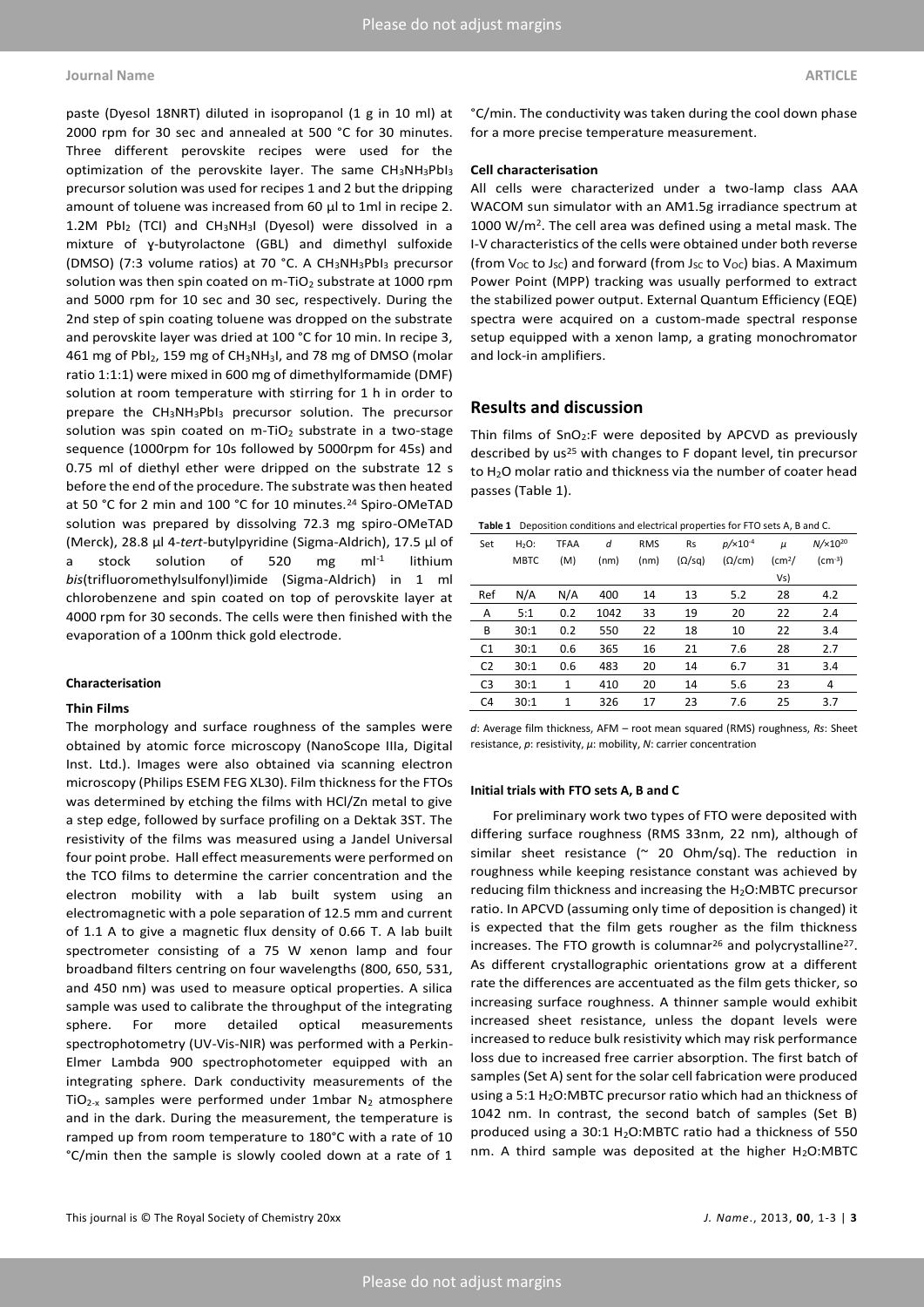paste (Dyesol 18NRT) diluted in isopropanol (1 g in 10 ml) at 2000 rpm for 30 sec and annealed at 500 °C for 30 minutes. Three different perovskite recipes were used for the optimization of the perovskite layer. The same $CH_3NH_3PbI_3$ precursor solution was used for recipes 1 and 2 but the dripping amount of toluene was increased from 60 µl to 1ml in recipe 2. 1.2M $PbI_2$ (TCI) and $CH_3NH_3I$ (Dyesol) were dissolved in a mixture of ɣ-butyrolactone (GBL) and dimethyl sulfoxide (DMSO) (7:3 volume ratios) at 70 °C. A $CH_3NH_3PbI_3$ precursor solution was then spin coated on m-$TiO_2$ substrate at 1000 rpm and 5000 rpm for 10 sec and 30 sec, respectively. During the 2nd step of spin coating toluene was dropped on the substrate and perovskite layer was dried at 100 °C for 10 min. In recipe 3, 461 mg of $PbI_2$, 159 mg of $CH_3NH_3I$, and 78 mg of DMSO (molar ratio 1:1:1) were mixed in 600 mg of dimethylformamide (DMF) solution at room temperature with stirring for 1 h in order to prepare the $CH_3NH_3PbI_3$ precursor solution. The precursor solution was spin coated on m-$TiO_2$ substrate in a two-stage sequence (1000rpm for 10s followed by 5000rpm for 45s) and 0.75 ml of diethyl ether were dripped on the substrate 12 s before the end of the procedure. The substrate was then heated at 50 °C for 2 min and 100 °C for 10 minutes.[24] Spiro-OMeTAD solution was prepared by dissolving 72.3 mg spiro-OMeTAD (Merck), 28.8 µl 4-*tert*-butylpyridine (Sigma-Aldrich), 17.5 µl of a stock solution of 520 mg $ml^{-1}$ lithium *bis*(trifluoromethylsulfonyl)imide (Sigma-Aldrich) in 1 ml chlorobenzene and spin coated on top of perovskite layer at 4000 rpm for 30 seconds. The cells were then finished with the evaporation of a 100nm thick gold electrode.

#### Characterisation

#### Thin Films

The morphology and surface roughness of the samples were obtained by atomic force microscopy (NanoScope IIIa, Digital Inst. Ltd.). Images were also obtained via scanning electron microscopy (Philips ESEM FEG XL30). Film thickness for the FTOs was determined by etching the films with HCl/Zn metal to give a step edge, followed by surface profiling on a Dektak 3ST. The resistivity of the films was measured using a Jandel Universal four point probe. Hall effect measurements were performed on the TCO films to determine the carrier concentration and the electron mobility with a lab built system using an electromagnetic with a pole separation of 12.5 mm and current of 1.1 A to give a magnetic flux density of 0.66 T. A lab built spectrometer consisting of a 75 W xenon lamp and four broadband filters centring on four wavelengths (800, 650, 531, and 450 nm) was used to measure optical properties. A silica sample was used to calibrate the throughput of the integrating sphere. For more detailed optical measurements spectrophotometry (UV-Vis-NIR) was performed with a Perkin-Elmer Lambda 900 spectrophotometer equipped with an integrating sphere. Dark conductivity measurements of the $TiO_{2-x}$ samples were performed under 1mbar $N_2$ atmosphere and in the dark. During the measurement, the temperature is ramped up from room temperature to 180°C with a rate of 10 °C/min then the sample is slowly cooled down at a rate of 1 °C/min. The conductivity was taken during the cool down phase for a more precise temperature measurement.

#### Cell characterisation

All cells were characterized under a two-lamp class AAA WACOM sun simulator with an AM1.5g irradiance spectrum at 1000 $W/m^2$. The cell area was defined using a metal mask. The I-V characteristics of the cells were obtained under both reverse (from $V_{OC}$ to $J_{SC}$) and forward (from $J_{SC}$ to $V_{OC}$) bias. A Maximum Power Point (MPP) tracking was usually performed to extract the stabilized power output. External Quantum Efficiency (EQE) spectra were acquired on a custom-made spectral response setup equipped with a xenon lamp, a grating monochromator and lock-in amplifiers.

## Results and discussion

Thin films of $SnO_2$:F were deposited by APCVD as previously described by us[25] with changes to F dopant level, tin precursor to $H_2O$ molar ratio and thickness via the number of coater head passes (Table 1).

**Table 1** Deposition conditions and electrical properties for FTO sets A, B and C.

| Set | $H_2O$: MBTC | TFAA (M) | *d* (nm) | RMS (nm) | Rs (Ω/sq) | $p$/×$10^{-4}$ (Ω/cm) | $\mu$ ($cm^2$/Vs) | $N$/×$10^{20}$ ($cm^{-3}$) |
|---|---|---|---|---|---|---|---|---|
| Ref | N/A | N/A | 400 | 14 | 13 | 5.2 | 28 | 4.2 |
| A | 5:1 | 0.2 | 1042 | 33 | 19 | 20 | 22 | 2.4 |
| B | 30:1 | 0.2 | 550 | 22 | 18 | 10 | 22 | 3.4 |
| C1 | 30:1 | 0.6 | 365 | 16 | 21 | 7.6 | 28 | 2.7 |
| C2 | 30:1 | 0.6 | 483 | 20 | 14 | 6.7 | 31 | 3.4 |
| C3 | 30:1 | 1 | 410 | 20 | 14 | 5.6 | 23 | 4 |
| C4 | 30:1 | 1 | 326 | 17 | 23 | 7.6 | 25 | 3.7 |

*d*: Average film thickness, AFM – root mean squared (RMS) roughness, *Rs*: Sheet resistance, *p*: resistivity, *µ*: mobility, *N*: carrier concentration

#### Initial trials with FTO sets A, B and C

For preliminary work two types of FTO were deposited with differing surface roughness (RMS 33nm, 22 nm), although of similar sheet resistance (~ 20 Ohm/sq). The reduction in roughness while keeping resistance constant was achieved by reducing film thickness and increasing the $H_2O$:MBTC precursor ratio. In APCVD (assuming only time of deposition is changed) it is expected that the film gets rougher as the film thickness increases. The FTO growth is columnar[26] and polycrystalline[27]. As different crystallographic orientations grow at a different rate the differences are accentuated as the film gets thicker, so increasing surface roughness. A thinner sample would exhibit increased sheet resistance, unless the dopant levels were increased to reduce bulk resistivity which may risk performance loss due to increased free carrier absorption. The first batch of samples (Set A) sent for the solar cell fabrication were produced using a 5:1 $H_2O$:MBTC precursor ratio which had an thickness of 1042 nm. In contrast, the second batch of samples (Set B) produced using a 30:1 $H_2O$:MBTC ratio had a thickness of 550 nm. A third sample was deposited at the higher $H_2O$:MBTC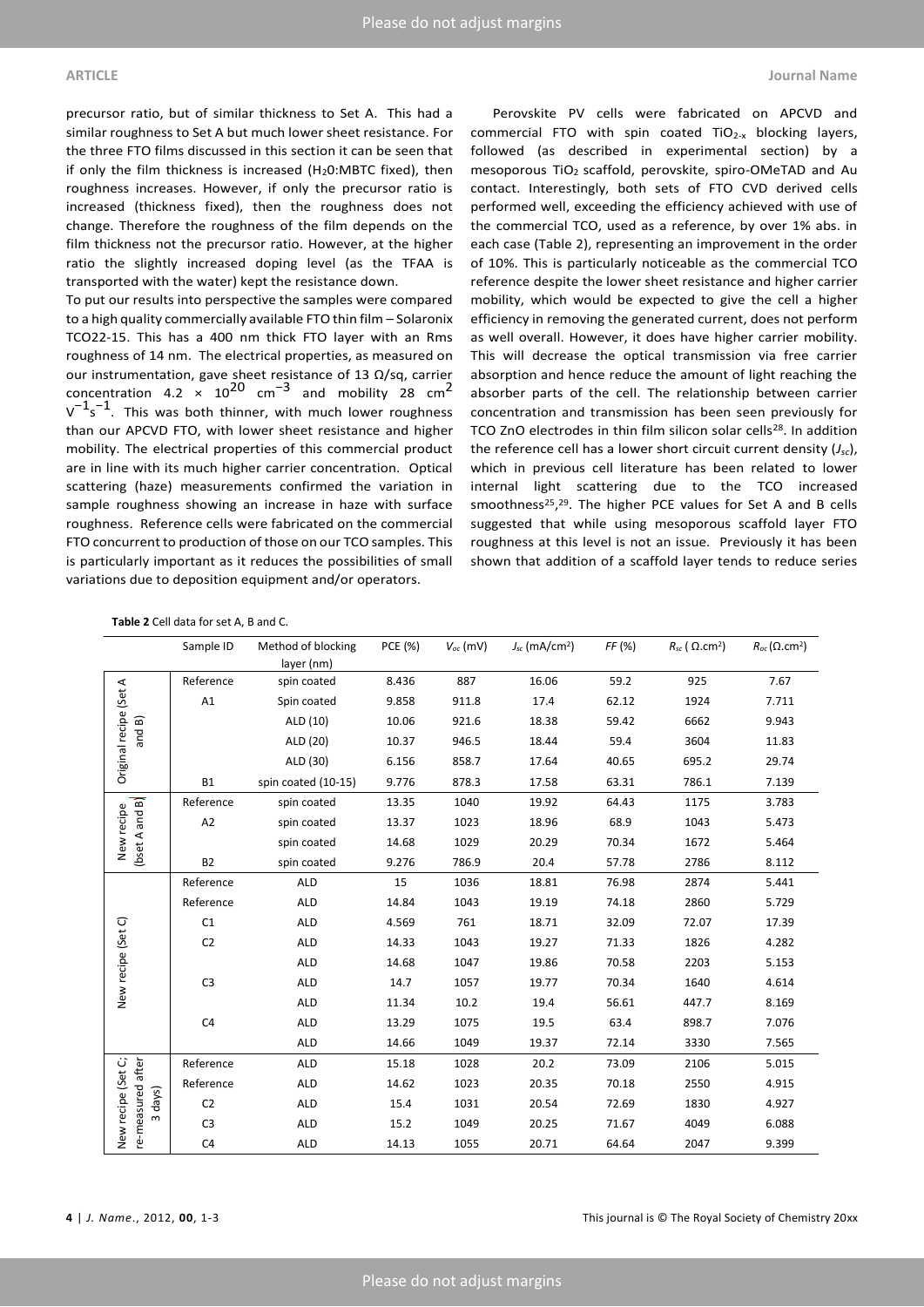precursor ratio, but of similar thickness to Set A. This had a similar roughness to Set A but much lower sheet resistance. For the three FTO films discussed in this section it can be seen that if only the film thickness is increased ($H_20$:MBTC fixed), then roughness increases. However, if only the precursor ratio is increased (thickness fixed), then the roughness does not change. Therefore the roughness of the film depends on the film thickness not the precursor ratio. However, at the higher ratio the slightly increased doping level (as the TFAA is transported with the water) kept the resistance down.

To put our results into perspective the samples were compared to a high quality commercially available FTO thin film – Solaronix TCO22-15. This has a 400 nm thick FTO layer with an Rms roughness of 14 nm. The electrical properties, as measured on our instrumentation, gave sheet resistance of 13 Ω/sq, carrier concentration $4.2 \times 10^{20}$ $cm^{-3}$ and mobility 28 $cm^2$ $V^{-1}s^{-1}$. This was both thinner, with much lower roughness than our APCVD FTO, with lower sheet resistance and higher mobility. The electrical properties of this commercial product are in line with its much higher carrier concentration. Optical scattering (haze) measurements confirmed the variation in sample roughness showing an increase in haze with surface roughness. Reference cells were fabricated on the commercial FTO concurrent to production of those on our TCO samples. This is particularly important as it reduces the possibilities of small variations due to deposition equipment and/or operators.

Perovskite PV cells were fabricated on APCVD and commercial FTO with spin coated $TiO_{2-x}$ blocking layers, followed (as described in experimental section) by a mesoporous $TiO_2$ scaffold, perovskite, spiro-OMeTAD and Au contact. Interestingly, both sets of FTO CVD derived cells performed well, exceeding the efficiency achieved with use of the commercial TCO, used as a reference, by over 1% abs. in each case (Table 2), representing an improvement in the order of 10%. This is particularly noticeable as the commercial TCO reference despite the lower sheet resistance and higher carrier mobility, which would be expected to give the cell a higher efficiency in removing the generated current, does not perform as well overall. However, it does have higher carrier mobility. This will decrease the optical transmission via free carrier absorption and hence reduce the amount of light reaching the absorber parts of the cell. The relationship between carrier concentration and transmission has been seen previously for TCO ZnO electrodes in thin film silicon solar cells[28]. In addition the reference cell has a lower short circuit current density ($J_{sc}$), which in previous cell literature has been related to lower internal light scattering due to the TCO increased smoothness[25,29]. The higher PCE values for Set A and B cells suggested that while using mesoporous scaffold layer FTO roughness at this level is not an issue. Previously it has been shown that addition of a scaffold layer tends to reduce series

**Table 2** Cell data for set A, B and C.

| | Sample ID | Method of blocking layer (nm) | PCE (%) | $V_{oc}$ (mV) | $J_{sc}$ (mA/cm²) | *FF* (%) | $R_{sc}$ (Ω.cm²) | $R_{oc}$ (Ω.cm²) |
|---|---|---|---|---|---|---|---|---|
| Original recipe (Set A and B) | Reference | spin coated | 8.436 | 887 | 16.06 | 59.2 | 925 | 7.67 |
| | A1 | Spin coated | 9.858 | 911.8 | 17.4 | 62.12 | 1924 | 7.711 |
| | | ALD (10) | 10.06 | 921.6 | 18.38 | 59.42 | 6662 | 9.943 |
| | | ALD (20) | 10.37 | 946.5 | 18.44 | 59.4 | 3604 | 11.83 |
| | | ALD (30) | 6.156 | 858.7 | 17.64 | 40.65 | 695.2 | 29.74 |
| | B1 | spin coated (10-15) | 9.776 | 878.3 | 17.58 | 63.31 | 786.1 | 7.139 |
| New recipe (bset A and B) | Reference | spin coated | 13.35 | 1040 | 19.92 | 64.43 | 1175 | 3.783 |
| | A2 | spin coated | 13.37 | 1023 | 18.96 | 68.9 | 1043 | 5.473 |
| | | spin coated | 14.68 | 1029 | 20.29 | 70.34 | 1672 | 5.464 |
| | B2 | spin coated | 9.276 | 786.9 | 20.4 | 57.78 | 2786 | 8.112 |
| New recipe (Set C) | Reference | ALD | 15 | 1036 | 18.81 | 76.98 | 2874 | 5.441 |
| | Reference | ALD | 14.84 | 1043 | 19.19 | 74.18 | 2860 | 5.729 |
| | C1 | ALD | 4.569 | 761 | 18.71 | 32.09 | 72.07 | 17.39 |
| | C2 | ALD | 14.33 | 1043 | 19.27 | 71.33 | 1826 | 4.282 |
| | | ALD | 14.68 | 1047 | 19.86 | 70.58 | 2203 | 5.153 |
| | C3 | ALD | 14.7 | 1057 | 19.77 | 70.34 | 1640 | 4.614 |
| | | ALD | 11.34 | 10.2 | 19.4 | 56.61 | 447.7 | 8.169 |
| | C4 | ALD | 13.29 | 1075 | 19.5 | 63.4 | 898.7 | 7.076 |
| | | ALD | 14.66 | 1049 | 19.37 | 72.14 | 3330 | 7.565 |
| New recipe (Set C; re-measured after 3 days) | Reference | ALD | 15.18 | 1028 | 20.2 | 73.09 | 2106 | 5.015 |
| | Reference | ALD | 14.62 | 1023 | 20.35 | 70.18 | 2550 | 4.915 |
| | C2 | ALD | 15.4 | 1031 | 20.54 | 72.69 | 1830 | 4.927 |
| | C3 | ALD | 15.2 | 1049 | 20.25 | 71.67 | 4049 | 6.088 |
| | C4 | ALD | 14.13 | 1055 | 20.71 | 64.64 | 2047 | 9.399 |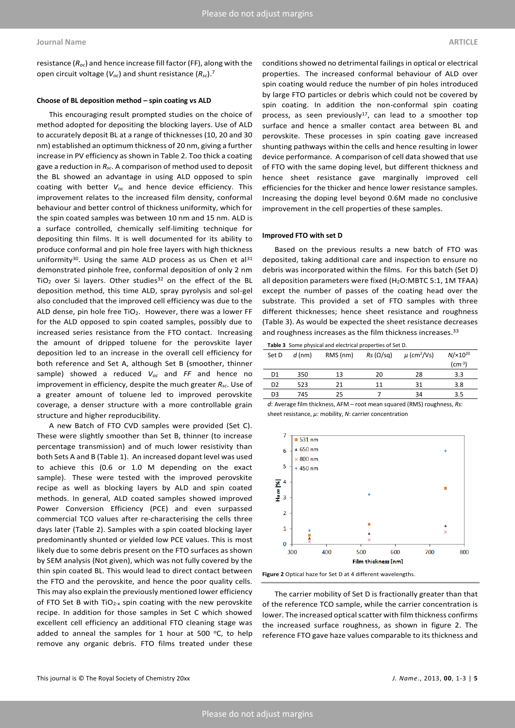resistance ($R_{oc}$) and hence increase fill factor (FF), along with the open circuit voltage ($V_{oc}$) and shunt resistance ($R_{sc}$).[7]

### Choose of BL deposition method – spin coating vs ALD

This encouraging result prompted studies on the choice of method adopted for depositing the blocking layers. Use of ALD to accurately deposit BL at a range of thicknesses (10, 20 and 30 nm) established an optimum thickness of 20 nm, giving a further increase in PV efficiency as shown in Table 2. Too thick a coating gave a reduction in $R_{sc}$. A comparison of method used to deposit the BL showed an advantage in using ALD opposed to spin coating with better $V_{oc}$ and hence device efficiency. This improvement relates to the increased film density, conformal behaviour and better control of thickness uniformity, which for the spin coated samples was between 10 nm and 15 nm. ALD is a surface controlled, chemically self-limiting technique for depositing thin films. It is well documented for its ability to produce conformal and pin hole free layers with high thickness uniformity[30]. Using the same ALD process as us Chen et al[31] demonstrated pinhole free, conformal deposition of only 2 nm $TiO_2$ over Si layers. Other studies[32] on the effect of the BL deposition method, this time ALD, spray pyrolysis and sol-gel also concluded that the improved cell efficiency was due to the ALD dense, pin hole free $TiO_2$. However, there was a lower FF for the ALD opposed to spin coated samples, possibly due to increased series resistance from the FTO contact. Increasing the amount of dripped toluene for the perovskite layer deposition led to an increase in the overall cell efficiency for both reference and Set A, although Set B (smoother, thinner sample) showed a reduced $V_{oc}$ and $FF$ and hence no improvement in efficiency, despite the much greater $R_{sc}$. Use of a greater amount of toluene led to improved perovskite coverage, a denser structure with a more controllable grain structure and higher reproducibility.

A new Batch of FTO CVD samples were provided (Set C). These were slightly smoother than Set B, thinner (to increase percentage transmission) and of much lower resistivity than both Sets A and B (Table 1). An increased dopant level was used to achieve this (0.6 or 1.0 M depending on the exact sample). These were tested with the improved perovskite recipe as well as blocking layers by ALD and spin coated methods. In general, ALD coated samples showed improved Power Conversion Efficiency (PCE) and even surpassed commercial TCO values after re-characterising the cells three days later (Table 2). Samples with a spin coated blocking layer predominantly shunted or yielded low PCE values. This is most likely due to some debris present on the FTO surfaces as shown by SEM analysis (Not given), which was not fully covered by the thin spin coated BL. This would lead to direct contact between the FTO and the perovskite, and hence the poor quality cells. This may also explain the previously mentioned lower efficiency of FTO Set B with $TiO_{2-x}$ spin coating with the new perovskite recipe. In addition for those samples in Set C which showed excellent cell efficiency an additional FTO cleaning stage was added to anneal the samples for 1 hour at 500 °C, to help remove any organic debris. FTO films treated under these conditions showed no detrimental failings in optical or electrical properties. The increased conformal behaviour of ALD over spin coating would reduce the number of pin holes introduced by large FTO particles or debris which could not be covered by spin coating. In addition the non-conformal spin coating process, as seen previously[17], can lead to a smoother top surface and hence a smaller contact area between BL and perovskite. These processes in spin coating gave increased shunting pathways within the cells and hence resulting in lower device performance. A comparison of cell data showed that use of FTO with the same doping level, but different thickness and hence sheet resistance gave marginally improved cell efficiencies for the thicker and hence lower resistance samples. Increasing the doping level beyond 0.6M made no conclusive improvement in the cell properties of these samples.

### Improved FTO with set D

Based on the previous results a new batch of FTO was deposited, taking additional care and inspection to ensure no debris was incorporated within the films. For this batch (Set D) all deposition parameters were fixed ($H_2O$:MBTC 5:1, 1M TFAA) except the number of passes of the coating head over the substrate. This provided a set of FTO samples with three different thicknesses; hence sheet resistance and roughness (Table 3). As would be expected the sheet resistance decreases and roughness increases as the film thickness increases.[33]

**Table 3** Some physical and electrical properties of Set D.

| Set D | $d$ (nm) | RMS (nm) | $Rs$ (Ω/sq) | $\mu$ (cm²/Vs) | $N$/×10²⁰ (cm⁻³) |
|---|---|---|---|---|---|
| D1 | 350 | 13 | 20 | 28 | 3.3 |
| D2 | 523 | 21 | 11 | 31 | 3.8 |
| D3 | 745 | 25 | 7 | 34 | 3.5 |

$d$: Average film thickness, AFM – root mean squared (RMS) roughness, $Rs$: sheet resistance, $\mu$: mobility, $N$: carrier concentration

**Figure 2** Optical haze for Set D at 4 different wavelengths.

The carrier mobility of Set D is fractionally greater than that of the reference TCO sample, while the carrier concentration is lower. The increased optical scatter with film thickness confirms the increased surface roughness, as shown in figure 2. The reference FTO gave haze values comparable to its thickness and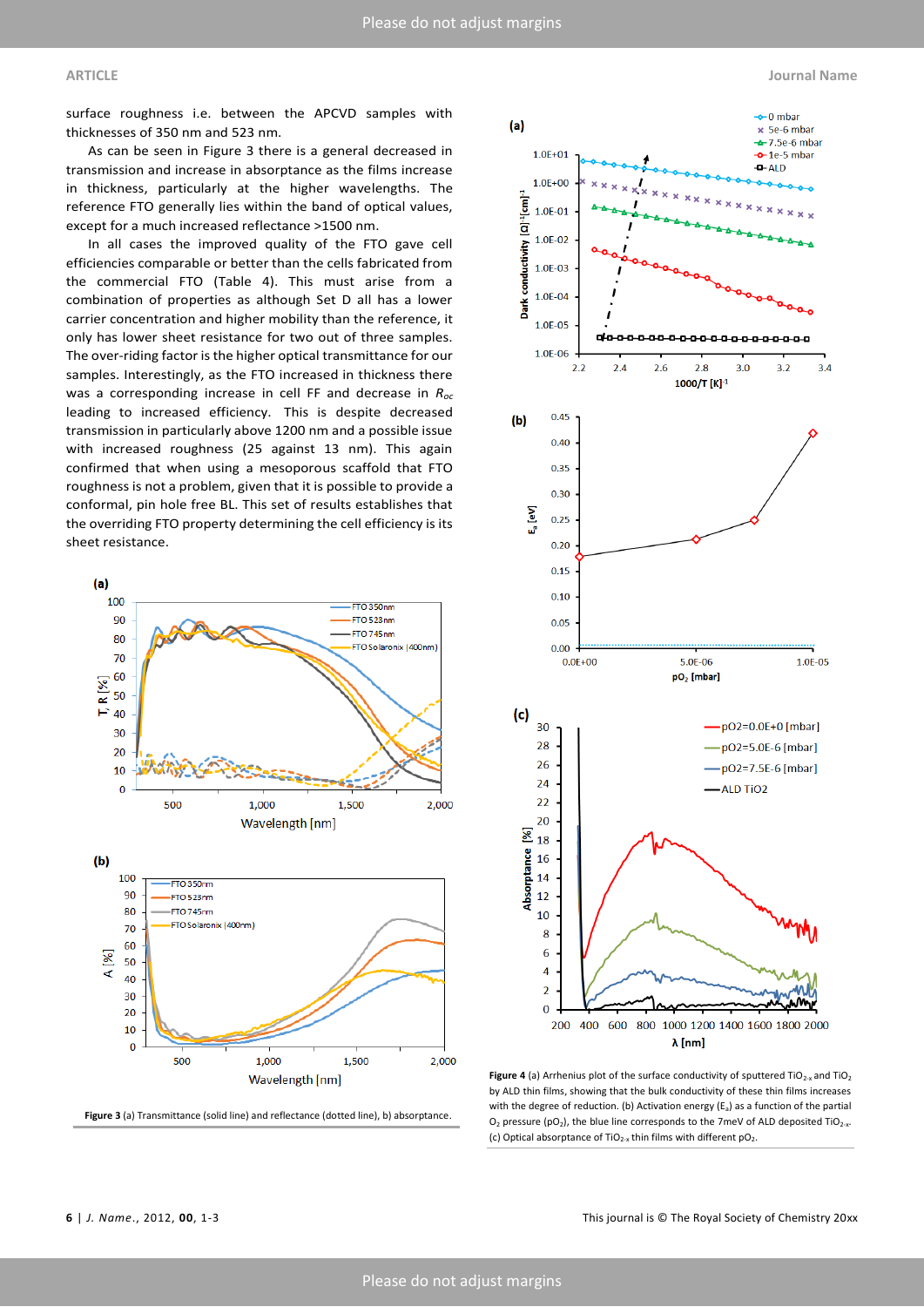surface roughness i.e. between the APCVD samples with thicknesses of 350 nm and 523 nm.

As can be seen in Figure 3 there is a general decreased in transmission and increase in absorptance as the films increase in thickness, particularly at the higher wavelengths. The reference FTO generally lies within the band of optical values, except for a much increased reflectance >1500 nm.

In all cases the improved quality of the FTO gave cell efficiencies comparable or better than the cells fabricated from the commercial FTO (Table 4). This must arise from a combination of properties as although Set D all has a lower carrier concentration and higher mobility than the reference, it only has lower sheet resistance for two out of three samples. The over-riding factor is the higher optical transmittance for our samples. Interestingly, as the FTO increased in thickness there was a corresponding increase in cell FF and decrease in $R_{oc}$ leading to increased efficiency. This is despite decreased transmission in particularly above 1200 nm and a possible issue with increased roughness (25 against 13 nm). This again confirmed that when using a mesoporous scaffold that FTO roughness is not a problem, given that it is possible to provide a conformal, pin hole free BL. This set of results establishes that the overriding FTO property determining the cell efficiency is its sheet resistance.

**Figure 3** (a) Transmittance (solid line) and reflectance (dotted line), b) absorptance.

**Figure 4** (a) Arrhenius plot of the surface conductivity of sputtered $TiO_{2-x}$ and $TiO_2$ by ALD thin films, showing that the bulk conductivity of these thin films increases with the degree of reduction. (b) Activation energy ($E_a$) as a function of the partial $O_2$ pressure ($pO_2$), the blue line corresponds to the 7meV of ALD deposited $TiO_{2-x}$. (c) Optical absorptance of $TiO_{2-x}$ thin films with different $pO_2$.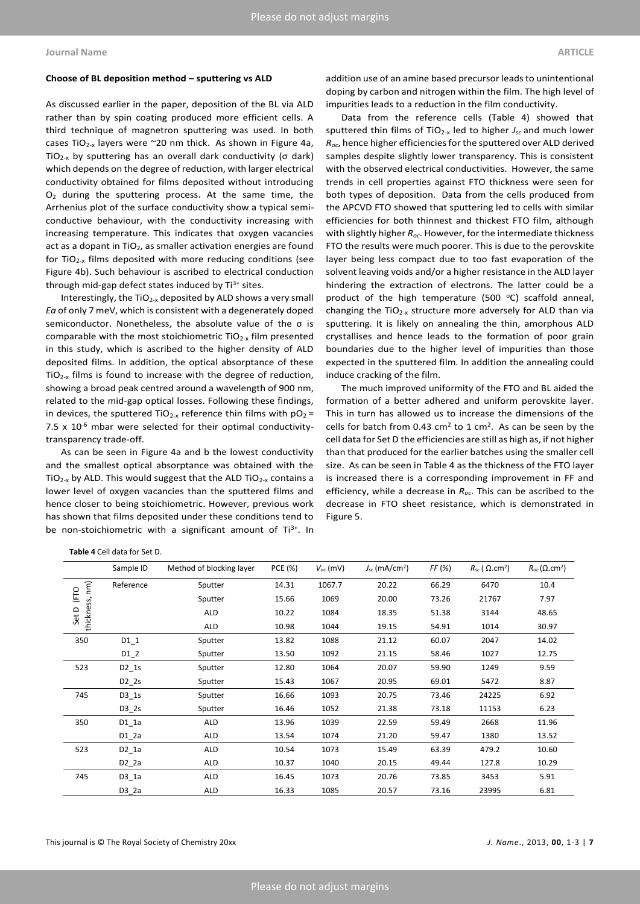### Choose of BL deposition method – sputtering vs ALD

As discussed earlier in the paper, deposition of the BL via ALD rather than by spin coating produced more efficient cells. A third technique of magnetron sputtering was used. In both cases $TiO_{2-x}$ layers were ~20 nm thick. As shown in Figure 4a, $TiO_{2-x}$ by sputtering has an overall dark conductivity (σ dark) which depends on the degree of reduction, with larger electrical conductivity obtained for films deposited without introducing $O_2$ during the sputtering process. At the same time, the Arrhenius plot of the surface conductivity show a typical semi-conductive behaviour, with the conductivity increasing with increasing temperature. This indicates that oxygen vacancies act as a dopant in $TiO_2$, as smaller activation energies are found for $TiO_{2-x}$ films deposited with more reducing conditions (see Figure 4b). Such behaviour is ascribed to electrical conduction through mid-gap defect states induced by $Ti^{3+}$ sites.

Interestingly, the $TiO_{2-x}$ deposited by ALD shows a very small *Ea* of only 7 meV, which is consistent with a degenerately doped semiconductor. Nonetheless, the absolute value of the σ is comparable with the most stoichiometric $TiO_{2-x}$ film presented in this study, which is ascribed to the higher density of ALD deposited films. In addition, the optical absorptance of these $TiO_{2-x}$ films is found to increase with the degree of reduction, showing a broad peak centred around a wavelength of 900 nm, related to the mid-gap optical losses. Following these findings, in devices, the sputtered $TiO_{2-x}$ reference thin films with $pO_2 = 7.5 \times 10^{-6}$ mbar were selected for their optimal conductivity-transparency trade-off.

As can be seen in Figure 4a and b the lowest conductivity and the smallest optical absorptance was obtained with the $TiO_{2-x}$ by ALD. This would suggest that the ALD $TiO_{2-x}$ contains a lower level of oxygen vacancies than the sputtered films and hence closer to being stoichiometric. However, previous work has shown that films deposited under these conditions tend to be non-stoichiometric with a significant amount of $Ti^{3+}$. In addition use of an amine based precursor leads to unintentional doping by carbon and nitrogen within the film. The high level of impurities leads to a reduction in the film conductivity.

Data from the reference cells (Table 4) showed that sputtered thin films of $TiO_{2-x}$ led to higher $J_{sc}$ and much lower $R_{oc}$, hence higher efficiencies for the sputtered over ALD derived samples despite slightly lower transparency. This is consistent with the observed electrical conductivities. However, the same trends in cell properties against FTO thickness were seen for both types of deposition. Data from the cells produced from the APCVD FTO showed that sputtering led to cells with similar efficiencies for both thinnest and thickest FTO film, although with slightly higher $R_{oc}$. However, for the intermediate thickness FTO the results were much poorer. This is due to the perovskite layer being less compact due to too fast evaporation of the solvent leaving voids and/or a higher resistance in the ALD layer hindering the extraction of electrons. The latter could be a product of the high temperature (500 °C) scaffold anneal, changing the $TiO_{2-x}$ structure more adversely for ALD than via sputtering. It is likely on annealing the thin, amorphous ALD crystallises and hence leads to the formation of poor grain boundaries due to the higher level of impurities than those expected in the sputtered film. In addition the annealing could induce cracking of the film.

The much improved uniformity of the FTO and BL aided the formation of a better adhered and uniform perovskite layer. This in turn has allowed us to increase the dimensions of the cells for batch from 0.43 cm² to 1 cm². As can be seen by the cell data for Set D the efficiencies are still as high as, if not higher than that produced for the earlier batches using the smaller cell size. As can be seen in Table 4 as the thickness of the FTO layer is increased there is a corresponding improvement in FF and efficiency, while a decrease in $R_{oc}$. This can be ascribed to the decrease in FTO sheet resistance, which is demonstrated in Figure 5.

**Table 4** Cell data for Set D.

| Set D (FTO thickness, nm) | Sample ID | Method of blocking layer | PCE (%) | $V_{oc}$ (mV) | $J_{sc}$ (mA/cm²) | *FF* (%) | $R_{sc}$ (Ω.cm²) | $R_{oc}$ (Ω.cm²) |
|---|---|---|---|---|---|---|---|---|
| | Reference | Sputter | 14.31 | 1067.7 | 20.22 | 66.29 | 6470 | 10.4 |
| | | Sputter | 15.66 | 1069 | 20.00 | 73.26 | 21767 | 7.97 |
| | | ALD | 10.22 | 1084 | 18.35 | 51.38 | 3144 | 48.65 |
| | | ALD | 10.98 | 1044 | 19.15 | 54.91 | 1014 | 30.97 |
| 350 | D1_1 | Sputter | 13.82 | 1088 | 21.12 | 60.07 | 2047 | 14.02 |
| | D1_2 | Sputter | 13.50 | 1092 | 21.15 | 58.46 | 1027 | 12.75 |
| 523 | D2_1s | Sputter | 12.80 | 1064 | 20.07 | 59.90 | 1249 | 9.59 |
| | D2_2s | Sputter | 15.43 | 1067 | 20.95 | 69.01 | 5472 | 8.87 |
| 745 | D3_1s | Sputter | 16.66 | 1093 | 20.75 | 73.46 | 24225 | 6.92 |
| | D3_2s | Sputter | 16.46 | 1052 | 21.38 | 73.18 | 11153 | 6.23 |
| 350 | D1_1a | ALD | 13.96 | 1039 | 22.59 | 59.49 | 2668 | 11.96 |
| | D1_2a | ALD | 13.54 | 1074 | 21.20 | 59.47 | 1380 | 13.52 |
| 523 | D2_1a | ALD | 10.54 | 1073 | 15.49 | 63.39 | 479.2 | 10.60 |
| | D2_2a | ALD | 10.37 | 1040 | 20.15 | 49.44 | 127.8 | 10.29 |
| 745 | D3_1a | ALD | 16.45 | 1073 | 20.76 | 73.85 | 3453 | 5.91 |
| | D3_2a | ALD | 16.33 | 1085 | 20.57 | 73.16 | 23995 | 6.81 |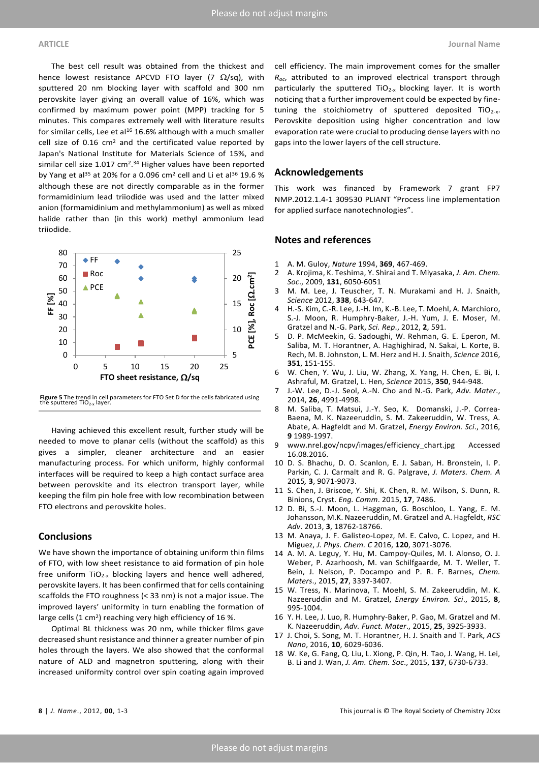The best cell result was obtained from the thickest and hence lowest resistance APCVD FTO layer (7 Ω/sq), with sputtered 20 nm blocking layer with scaffold and 300 nm perovskite layer giving an overall value of 16%, which was confirmed by maximum power point (MPP) tracking for 5 minutes. This compares extremely well with literature results for similar cells, Lee et al[16] 16.6% although with a much smaller cell size of 0.16 cm$^2$ and the certificated value reported by Japan's National Institute for Materials Science of 15%, and similar cell size 1.017 cm$^2$.[34] Higher values have been reported by Yang et al[35] at 20% for a 0.096 cm$^2$ cell and Li et al[36] 19.6 % although these are not directly comparable as in the former formamidinium lead triiodide was used and the latter mixed anion (formamidinium and methylammonium) as well as mixed halide rather than (in this work) methyl ammonium lead triiodide.

**Figure 5** The trend in cell parameters for FTO Set D for the cells fabricated using the sputtered $TiO_{2-x}$ layer.

Having achieved this excellent result, further study will be needed to move to planar cells (without the scaffold) as this gives a simpler, cleaner architecture and an easier manufacturing process. For which uniform, highly conformal interfaces will be required to keep a high contact surface area between perovskite and its electron transport layer, while keeping the film pin hole free with low recombination between FTO electrons and perovskite holes.

## Conclusions

We have shown the importance of obtaining uniform thin films of FTO, with low sheet resistance to aid formation of pin hole free uniform $TiO_{2-x}$ blocking layers and hence well adhered, perovskite layers. It has been confirmed that for cells containing scaffolds the FTO roughness (< 33 nm) is not a major issue. The improved layers' uniformity in turn enabling the formation of large cells (1 cm$^2$) reaching very high efficiency of 16 %.

Optimal BL thickness was 20 nm, while thicker films gave decreased shunt resistance and thinner a greater number of pin holes through the layers. We also showed that the conformal nature of ALD and magnetron sputtering, along with their increased uniformity control over spin coating again improved cell efficiency. The main improvement comes for the smaller $R_{oc}$, attributed to an improved electrical transport through particularly the sputtered $TiO_{2-x}$ blocking layer. It is worth noticing that a further improvement could be expected by fine-tuning the stoichiometry of sputtered deposited $TiO_{2-x}$. Perovskite deposition using higher concentration and low evaporation rate were crucial to producing dense layers with no gaps into the lower layers of the cell structure.

## Acknowledgements

This work was financed by Framework 7 grant FP7 NMP.2012.1.4-1 309530 PLIANT "Process line implementation for applied surface nanotechnologies".

## Notes and references

1. A. M. Guloy, *Nature* 1994, **369**, 467-469.
2. A. Krojima, K. Teshima, Y. Shirai and T. Miyasaka, *J. Am. Chem. Soc*., 2009, **131**, 6050-6051
3. M. M. Lee, J. Teuscher, T. N. Murakami and H. J. Snaith, *Science* 2012, **338**, 643-647.
4. H.-S. Kim, C.-R. Lee, J.-H. Im, K.-B. Lee, T. Moehl, A. Marchioro, S.-J. Moon, R. Humphry-Baker, J.-H. Yum, J. E. Moser, M. Gratzel and N.-G. Park, *Sci. Rep*., 2012, **2**, 591.
5. D. P. McMeekin, G. Sadoughi, W. Rehman, G. E. Eperon, M. Saliba, M. T. Horantner, A. Haghighirad, N. Sakai, L. Korte, B. Rech, M. B. Johnston, L. M. Herz and H. J. Snaith, *Science* 2016, **351**, 151-155.
6. W. Chen, Y. Wu, J. Liu, W. Zhang, X. Yang, H. Chen, E. Bi, I. Ashraful, M. Gratzel, L. Hen, *Science* 2015, **350**, 944-948.
7. J.-W. Lee, D.-J. Seol, A.-N. Cho and N.-G. Park, *Adv. Mater*., 2014, **26**, 4991-4998.
8. M. Saliba, T. Matsui, J.-Y. Seo, K. Domanski, J.-P. Correa-Baena, M. K. Nazeeruddin, S. M. Zakeeruddin, W. Tress, A. Abate, A. Hagfeldt and M. Gratzel, *Energy Environ. Sci*., 2016, **9** 1989-1997.
9. www.nrel.gov/ncpv/images/efficiency_chart.jpg Accessed 16.08.2016.
10. D. S. Bhachu, D. O. Scanlon, E. J. Saban, H. Bronstein, I. P. Parkin, C. J. Carmalt and R. G. Palgrave, *J. Maters. Chem. A* 2015, **3**, 9071-9073.
11. S. Chen, J. Briscoe, Y. Shi, K. Chen, R. M. Wilson, S. Dunn, R. Binions, Cryst. *Eng. Comm*. 2015, **17**, 7486.
12. D. Bi, S.-J. Moon, L. Haggman, G. Boschloo, L. Yang, E. M. Johansson, M.K. Nazeeruddin, M. Gratzel and A. Hagfeldt, *RSC Adv*. 2013, **3**, 18762-18766.
13. M. Anaya, J. F. Galisteo-Lopez, M. E. Calvo, C. Lopez, and H. Miguez, *J. Phys. Chem. C* 2016, **120**, 3071-3076.
14. A. M. A. Leguy, Y. Hu, M. Campoy-Quiles, M. I. Alonso, O. J. Weber, P. Azarhoosh, M. van Schilfgaarde, M. T. Weller, T. Bein, J. Nelson, P. Docampo and P. R. F. Barnes, *Chem. Maters*., 2015, **27**, 3397-3407.
15. W. Tress, N. Marinova, T. Moehl, S. M. Zakeeruddin, M. K. Nazeeruddin and M. Gratzel, *Energy Environ. Sci*., 2015, **8**, 995-1004.
16. Y. H. Lee, J. Luo, R. Humphry-Baker, P. Gao, M. Gratzel and M. K. Nazeeruddin, *Adv. Funct. Mater*., 2015, **25**, 3925-3933.
17. J. Choi, S. Song, M. T. Horantner, H. J. Snaith and T. Park, *ACS Nano*, 2016, **10**, 6029-6036.
18. W. Ke, G. Fang, Q. Liu, L. Xiong, P. Qin, H. Tao, J. Wang, H. Lei, B. Li and J. Wan, *J. Am. Chem. Soc*., 2015, **137**, 6730-6733.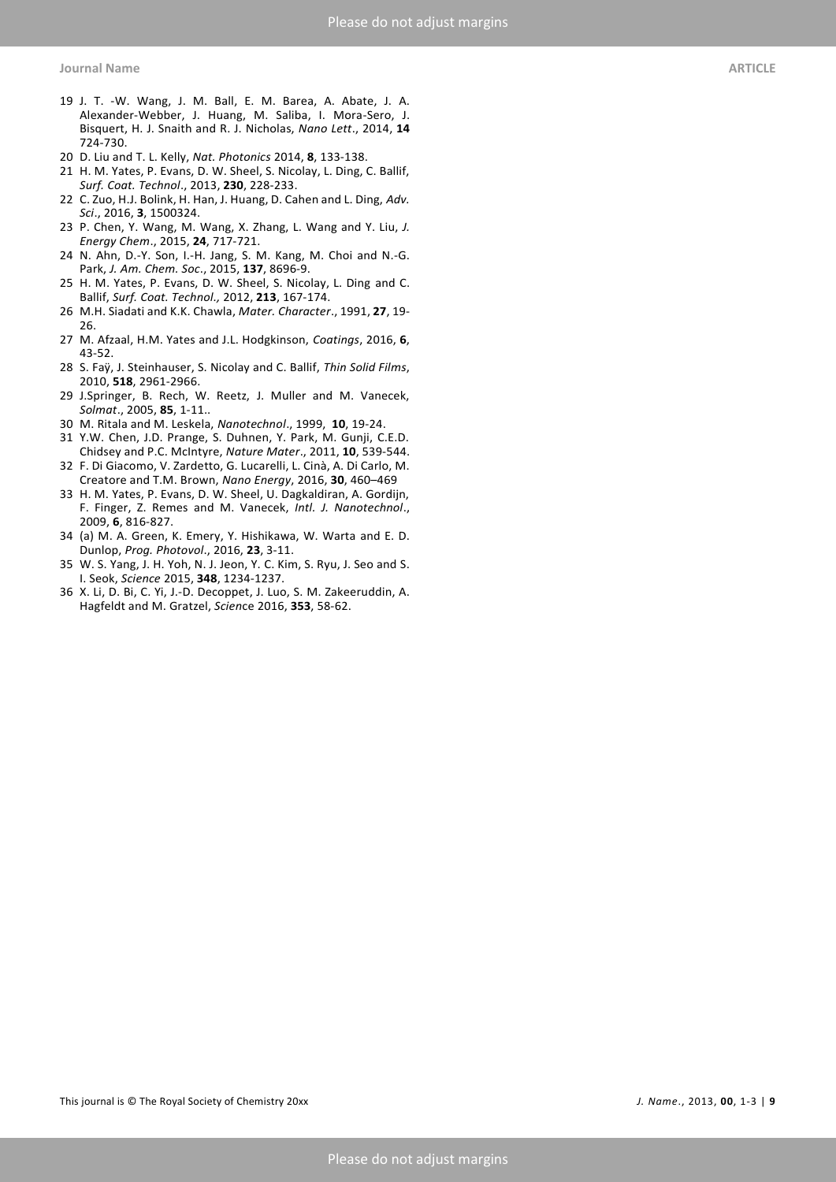19 J. T. -W. Wang, J. M. Ball, E. M. Barea, A. Abate, J. A. Alexander-Webber, J. Huang, M. Saliba, I. Mora-Sero, J. Bisquert, H. J. Snaith and R. J. Nicholas, *Nano Lett*., 2014, **14** 724-730.

20 D. Liu and T. L. Kelly, *Nat. Photonics* 2014, **8**, 133-138.

21 H. M. Yates, P. Evans, D. W. Sheel, S. Nicolay, L. Ding, C. Ballif, *Surf. Coat. Technol*., 2013, **230**, 228-233.

22 C. Zuo, H.J. Bolink, H. Han, J. Huang, D. Cahen and L. Ding, *Adv. Sci*., 2016, **3**, 1500324.

23 P. Chen, Y. Wang, M. Wang, X. Zhang, L. Wang and Y. Liu, *J. Energy Chem*., 2015, **24**, 717-721.

24 N. Ahn, D.-Y. Son, I.-H. Jang, S. M. Kang, M. Choi and N.-G. Park, *J. Am. Chem. Soc*., 2015, **137**, 8696-9.

25 H. M. Yates, P. Evans, D. W. Sheel, S. Nicolay, L. Ding and C. Ballif, *Surf. Coat. Technol.,* 2012, **213**, 167-174.

26 M.H. Siadati and K.K. Chawla, *Mater. Character*., 1991, **27**, 19-26.

27 M. Afzaal, H.M. Yates and J.L. Hodgkinson, *Coatings*, 2016, **6**, 43-52.

28 S. Faÿ, J. Steinhauser, S. Nicolay and C. Ballif, *Thin Solid Films*, 2010, **518**, 2961-2966.

29 J.Springer, B. Rech, W. Reetz, J. Muller and M. Vanecek, *Solmat*., 2005, **85**, 1-11..

30 M. Ritala and M. Leskela, *Nanotechnol*., 1999, **10**, 19-24.

31 Y.W. Chen, J.D. Prange, S. Duhnen, Y. Park, M. Gunji, C.E.D. Chidsey and P.C. McIntyre, *Nature Mater*., 2011, **10**, 539-544.

32 F. Di Giacomo, V. Zardetto, G. Lucarelli, L. Cinà, A. Di Carlo, M. Creatore and T.M. Brown, *Nano Energy*, 2016, **30**, 460–469

33 H. M. Yates, P. Evans, D. W. Sheel, U. Dagkaldiran, A. Gordijn, F. Finger, Z. Remes and M. Vanecek, *Intl. J. Nanotechnol*., 2009, **6**, 816-827.

34 (a) M. A. Green, K. Emery, Y. Hishikawa, W. Warta and E. D. Dunlop, *Prog. Photovol*., 2016, **23**, 3-11.

35 W. S. Yang, J. H. Yoh, N. J. Jeon, Y. C. Kim, S. Ryu, J. Seo and S. I. Seok, *Science* 2015, **348**, 1234-1237.

36 X. Li, D. Bi, C. Yi, J.-D. Decoppet, J. Luo, S. M. Zakeeruddin, A. Hagfeldt and M. Gratzel, *Science* 2016, **353**, 58-62.